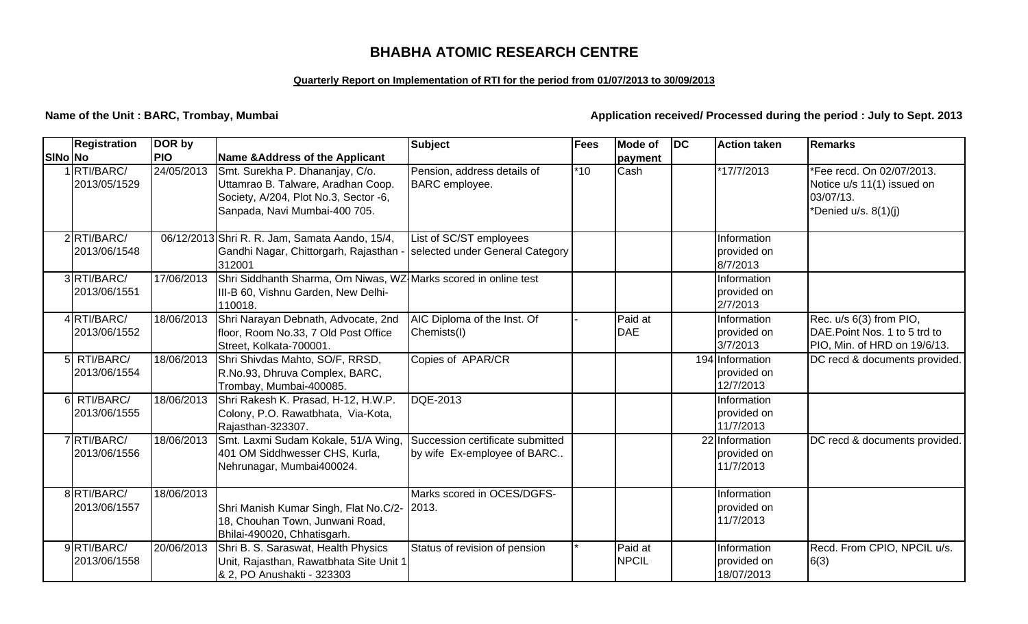# BHABHA ATOMIC RESEARCH CENTRE

**Quarterly Report on Implementation of RTI for the period from 01/07/2013 to 30/09/2013**

**Name of the Unit : BARC, Trombay, Mumbai** **Application received/ Processed during the period : July to Sept. 2013**

| SlNo | Registration No | DOR by PIO | Name &Address of the Applicant | Subject | Fees | Mode of payment | DC | Action taken | Remarks |
|---|---|---|---|---|---|---|---|---|---|
| 1 | RTI/BARC/ 2013/05/1529 | 24/05/2013 | Smt. Surekha P. Dhananjay, C/o. Uttamrao B. Talware, Aradhan Coop. Society, A/204, Plot No.3, Sector -6, Sanpada, Navi Mumbai-400 705. | Pension, address details of BARC employee. | *10 | Cash | | *17/7/2013 | *Fee recd. On 02/07/2013. Notice u/s 11(1) issued on 03/07/13. *Denied u/s. 8(1)(j) |
| 2 | RTI/BARC/ 2013/06/1548 | 06/12/2013 | Shri R. R. Jam, Samata Aando, 15/4, Gandhi Nagar, Chittorgarh, Rajasthan - 312001 | List of SC/ST employees selected under General Category | | | | Information provided on 8/7/2013 | |
| 3 | RTI/BARC/ 2013/06/1551 | 17/06/2013 | Shri Siddhanth Sharma, Om Niwas, WZ-III-B 60, Vishnu Garden, New Delhi-110018. | Marks scored in online test | | | | Information provided on 2/7/2013 | |
| 4 | RTI/BARC/ 2013/06/1552 | 18/06/2013 | Shri Narayan Debnath, Advocate, 2nd floor, Room No.33, 7 Old Post Office Street, Kolkata-700001. | AIC Diploma of the Inst. Of Chemists(I) | - | Paid at DAE | | Information provided on 3/7/2013 | Rec. u/s 6(3) from PIO, DAE.Point Nos. 1 to 5 trd to PIO, Min. of HRD on 19/6/13. |
| 5 | RTI/BARC/ 2013/06/1554 | 18/06/2013 | Shri Shivdas Mahto, SO/F, RRSD, R.No.93, Dhruva Complex, BARC, Trombay, Mumbai-400085. | Copies of APAR/CR | | | 194 | Information provided on 12/7/2013 | DC recd & documents provided. |
| 6 | RTI/BARC/ 2013/06/1555 | 18/06/2013 | Shri Rakesh K. Prasad, H-12, H.W.P. Colony, P.O. Rawatbhata, Via-Kota, Rajasthan-323307. | DQE-2013 | | | | Information provided on 11/7/2013 | |
| 7 | RTI/BARC/ 2013/06/1556 | 18/06/2013 | Smt. Laxmi Sudam Kokale, 51/A Wing, 401 OM Siddhwesser CHS, Kurla, Nehrunagar, Mumbai400024. | Succession certificate submitted by wife Ex-employee of BARC.. | | | 22 | Information provided on 11/7/2013 | DC recd & documents provided. |
| 8 | RTI/BARC/ 2013/06/1557 | 18/06/2013 | Shri Manish Kumar Singh, Flat No.C/2-18, Chouhan Town, Junwani Road, Bhilai-490020, Chhatisgarh. | Marks scored in OCES/DGFS-2013. | | | | Information provided on 11/7/2013 | |
| 9 | RTI/BARC/ 2013/06/1558 | 20/06/2013 | Shri B. S. Saraswat, Health Physics Unit, Rajasthan, Rawatbhata Site Unit 1 & 2, PO Anushakti - 323303 | Status of revision of pension | * | Paid at NPCIL | | Information provided on 18/07/2013 | Recd. From CPIO, NPCIL u/s. 6(3) |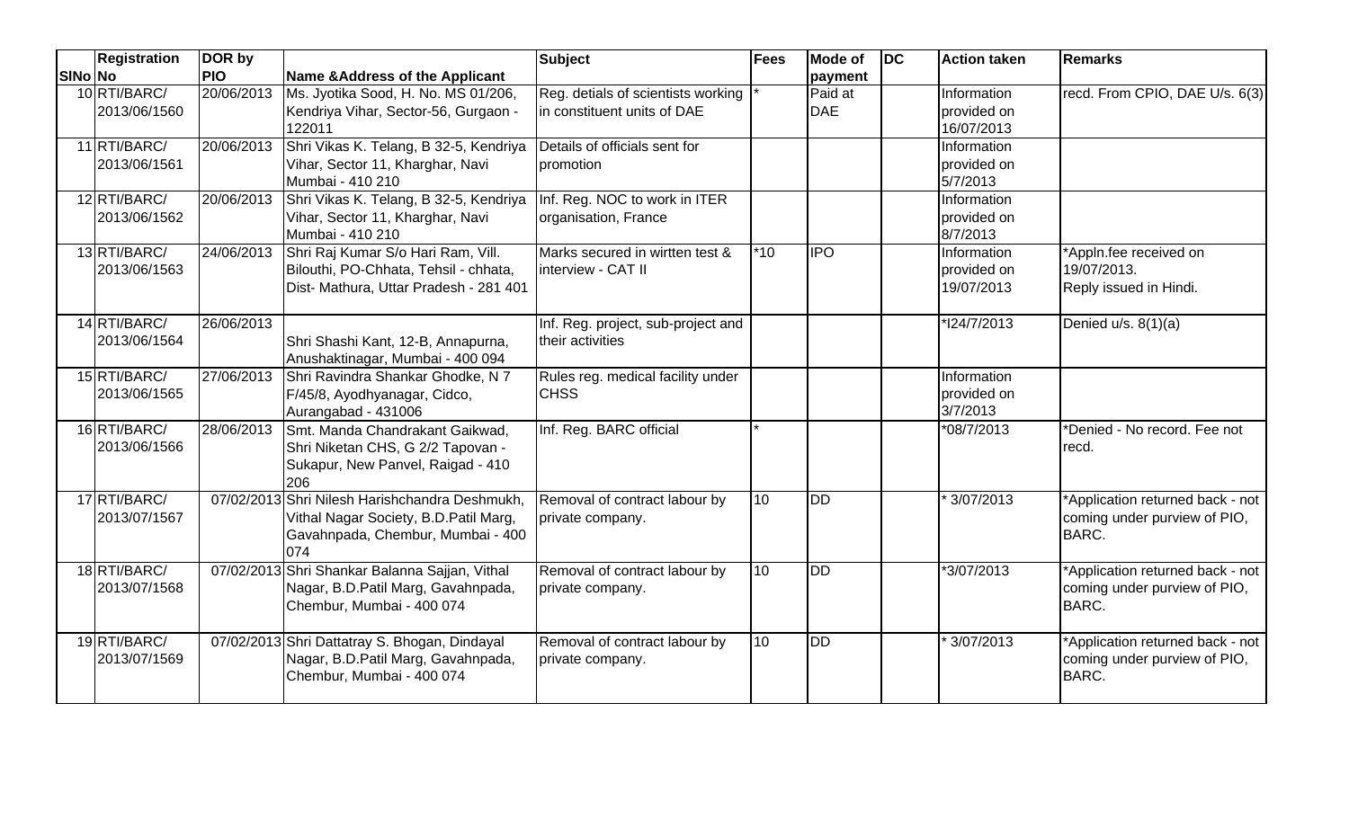| SlNo | Registration No | DOR by PIO | Name &Address of the Applicant | Subject | Fees | Mode of payment | DC | Action taken | Remarks |
|---|---|---|---|---|---|---|---|---|---|
| 10 | RTI/BARC/ 2013/06/1560 | 20/06/2013 | Ms. Jyotika Sood, H. No. MS 01/206, Kendriya Vihar, Sector-56, Gurgaon - 122011 | Reg. detials of scientists working in constituent units of DAE | * | Paid at DAE | | Information provided on 16/07/2013 | recd. From CPIO, DAE U/s. 6(3) |
| 11 | RTI/BARC/ 2013/06/1561 | 20/06/2013 | Shri Vikas K. Telang, B 32-5, Kendriya Vihar, Sector 11, Kharghar, Navi Mumbai - 410 210 | Details of officials sent for promotion | | | | Information provided on 5/7/2013 | |
| 12 | RTI/BARC/ 2013/06/1562 | 20/06/2013 | Shri Vikas K. Telang, B 32-5, Kendriya Vihar, Sector 11, Kharghar, Navi Mumbai - 410 210 | Inf. Reg. NOC to work in ITER organisation, France | | | | Information provided on 8/7/2013 | |
| 13 | RTI/BARC/ 2013/06/1563 | 24/06/2013 | Shri Raj Kumar S/o Hari Ram, Vill. Bilouthi, PO-Chhata, Tehsil - chhata, Dist- Mathura, Uttar Pradesh - 281 401 | Marks secured in wirtten test & interview - CAT II | *10 | IPO | | Information provided on 19/07/2013 | *Appln.fee received on 19/07/2013. Reply issued in Hindi. |
| 14 | RTI/BARC/ 2013/06/1564 | 26/06/2013 | Shri Shashi Kant, 12-B, Annapurna, Anushaktinagar, Mumbai - 400 094 | Inf. Reg. project, sub-project and their activities | | | | *I24/7/2013 | Denied u/s. 8(1)(a) |
| 15 | RTI/BARC/ 2013/06/1565 | 27/06/2013 | Shri Ravindra Shankar Ghodke, N 7 F/45/8, Ayodhyanagar, Cidco, Aurangabad - 431006 | Rules reg. medical facility under CHSS | | | | Information provided on 3/7/2013 | |
| 16 | RTI/BARC/ 2013/06/1566 | 28/06/2013 | Smt. Manda Chandrakant Gaikwad, Shri Niketan CHS, G 2/2 Tapovan - Sukapur, New Panvel, Raigad - 410 206 | Inf. Reg. BARC official | * | | | *08/7/2013 | *Denied - No record. Fee not recd. |
| 17 | RTI/BARC/ 2013/07/1567 | 07/02/2013 | Shri Nilesh Harishchandra Deshmukh, Vithal Nagar Society, B.D.Patil Marg, Gavahnpada, Chembur, Mumbai - 400 074 | Removal of contract labour by private company. | 10 | DD | | * 3/07/2013 | *Application returned back - not coming under purview of PIO, BARC. |
| 18 | RTI/BARC/ 2013/07/1568 | 07/02/2013 | Shri Shankar Balanna Sajjan, Vithal Nagar, B.D.Patil Marg, Gavahnpada, Chembur, Mumbai - 400 074 | Removal of contract labour by private company. | 10 | DD | | *3/07/2013 | *Application returned back - not coming under purview of PIO, BARC. |
| 19 | RTI/BARC/ 2013/07/1569 | 07/02/2013 | Shri Dattatray S. Bhogan, Dindayal Nagar, B.D.Patil Marg, Gavahnpada, Chembur, Mumbai - 400 074 | Removal of contract labour by private company. | 10 | DD | | * 3/07/2013 | *Application returned back - not coming under purview of PIO, BARC. |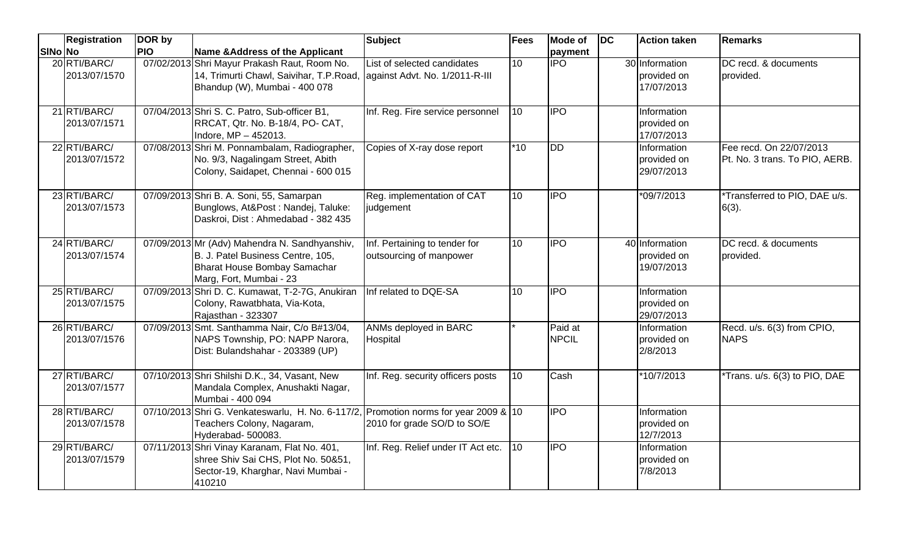| SlNo | Registration No | DOR by PIO | Name &Address of the Applicant | Subject | Fees | Mode of payment | DC | Action taken | Remarks |
|---|---|---|---|---|---|---|---|---|---|
| 20 | RTI/BARC/ 2013/07/1570 | 07/02/2013 | Shri Mayur Prakash Raut, Room No. 14, Trimurti Chawl, Saivihar, T.P.Road, Bhandup (W), Mumbai - 400 078 | List of selected candidates against Advt. No. 1/2011-R-III | 10 | IPO | 30 | Information provided on 17/07/2013 | DC recd. & documents provided. |
| 21 | RTI/BARC/ 2013/07/1571 | 07/04/2013 | Shri S. C. Patro, Sub-officer B1, RRCAT, Qtr. No. B-18/4, PO- CAT, Indore, MP – 452013. | Inf. Reg. Fire service personnel | 10 | IPO | | Information provided on 17/07/2013 | |
| 22 | RTI/BARC/ 2013/07/1572 | 07/08/2013 | Shri M. Ponnambalam, Radiographer, No. 9/3, Nagalingam Street, Abith Colony, Saidapet, Chennai - 600 015 | Copies of X-ray dose report | *10 | DD | | Information provided on 29/07/2013 | Fee recd. On 22/07/2013 Pt. No. 3 trans. To PIO, AERB. |
| 23 | RTI/BARC/ 2013/07/1573 | 07/09/2013 | Shri B. A. Soni, 55, Samarpan Bunglows, At&Post : Nandej, Taluke: Daskroi, Dist : Ahmedabad - 382 435 | Reg. implementation of CAT judgement | 10 | IPO | | *09/7/2013 | *Transferred to PIO, DAE u/s. 6(3). |
| 24 | RTI/BARC/ 2013/07/1574 | 07/09/2013 | Mr (Adv) Mahendra N. Sandhyanshiv, B. J. Patel Business Centre, 105, Bharat House Bombay Samachar Marg, Fort, Mumbai - 23 | Inf. Pertaining to tender for outsourcing of manpower | 10 | IPO | 40 | Information provided on 19/07/2013 | DC recd. & documents provided. |
| 25 | RTI/BARC/ 2013/07/1575 | 07/09/2013 | Shri D. C. Kumawat, T-2-7G, Anukiran Colony, Rawatbhata, Via-Kota, Rajasthan - 323307 | Inf related to DQE-SA | 10 | IPO | | Information provided on 29/07/2013 | |
| 26 | RTI/BARC/ 2013/07/1576 | 07/09/2013 | Smt. Santhamma Nair, C/o B#13/04, NAPS Township, PO: NAPP Narora, Dist: Bulandshahar - 203389 (UP) | ANMs deployed in BARC Hospital | * | Paid at NPCIL | | Information provided on 2/8/2013 | Recd. u/s. 6(3) from CPIO, NAPS |
| 27 | RTI/BARC/ 2013/07/1577 | 07/10/2013 | Shri Shilshi D.K., 34, Vasant, New Mandala Complex, Anushakti Nagar, Mumbai - 400 094 | Inf. Reg. security officers posts | 10 | Cash | | *10/7/2013 | *Trans. u/s. 6(3) to PIO, DAE |
| 28 | RTI/BARC/ 2013/07/1578 | 07/10/2013 | Shri G. Venkateswarlu, H. No. 6-117/2, Teachers Colony, Nagaram, Hyderabad- 500083. | Promotion norms for year 2009 & 2010 for grade SO/D to SO/E | 10 | IPO | | Information provided on 12/7/2013 | |
| 29 | RTI/BARC/ 2013/07/1579 | 07/11/2013 | Shri Vinay Karanam, Flat No. 401, shree Shiv Sai CHS, Plot No. 50&51, Sector-19, Kharghar, Navi Mumbai - 410210 | Inf. Reg. Relief under IT Act etc. | 10 | IPO | | Information provided on 7/8/2013 | |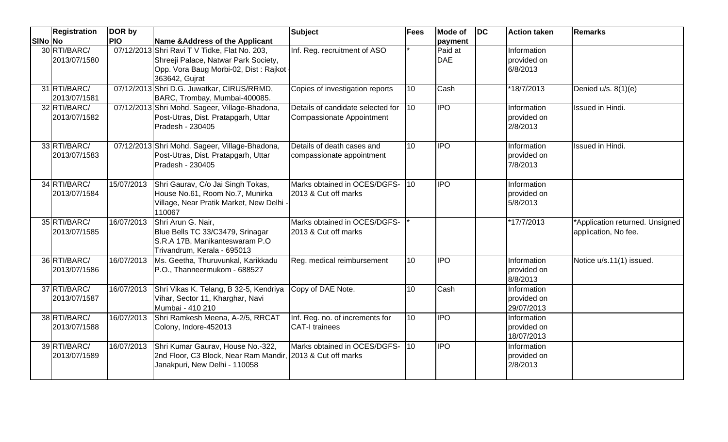| SlNo | Registration No | DOR by PIO | Name &Address of the Applicant | Subject | Fees | Mode of payment | DC | Action taken | Remarks |
|---|---|---|---|---|---|---|---|---|---|
| 30 | RTI/BARC/ 2013/07/1580 | 07/12/2013 | Shri Ravi T V Tidke, Flat No. 203, Shreeji Palace, Natwar Park Society, Opp. Vora Baug Morbi-02, Dist : Rajkot - 363642, Gujrat | Inf. Reg. recruitment of ASO | * | Paid at DAE | | Information provided on 6/8/2013 | |
| 31 | RTI/BARC/ 2013/07/1581 | 07/12/2013 | Shri D.G. Juwatkar, CIRUS/RRMD, BARC, Trombay, Mumbai-400085. | Copies of investigation reports | 10 | Cash | | *18/7/2013 | Denied u/s. 8(1)(e) |
| 32 | RTI/BARC/ 2013/07/1582 | 07/12/2013 | Shri Mohd. Sageer, Village-Bhadona, Post-Utras, Dist. Pratapgarh, Uttar Pradesh - 230405 | Details of candidate selected for Compassionate Appointment | 10 | IPO | | Information provided on 2/8/2013 | Issued in Hindi. |
| 33 | RTI/BARC/ 2013/07/1583 | 07/12/2013 | Shri Mohd. Sageer, Village-Bhadona, Post-Utras, Dist. Pratapgarh, Uttar Pradesh - 230405 | Details of death cases and compassionate appointment | 10 | IPO | | Information provided on 7/8/2013 | Issued in Hindi. |
| 34 | RTI/BARC/ 2013/07/1584 | 15/07/2013 | Shri Gaurav, C/o Jai Singh Tokas, House No.61, Room No.7, Munirka Village, Near Pratik Market, New Delhi - 110067 | Marks obtained in OCES/DGFS-2013 & Cut off marks | 10 | IPO | | Information provided on 5/8/2013 | |
| 35 | RTI/BARC/ 2013/07/1585 | 16/07/2013 | Shri Arun G. Nair, Blue Bells TC 33/C3479, Srinagar S.R.A 17B, Manikanteswaram P.O Trivandrum, Kerala - 695013 | Marks obtained in OCES/DGFS-2013 & Cut off marks | * | | | *17/7/2013 | *Application returned. Unsigned application, No fee. |
| 36 | RTI/BARC/ 2013/07/1586 | 16/07/2013 | Ms. Geetha, Thuruvunkal, Karikkadu P.O., Thanneermukom - 688527 | Reg. medical reimbursement | 10 | IPO | | Information provided on 8/8/2013 | Notice u/s.11(1) issued. |
| 37 | RTI/BARC/ 2013/07/1587 | 16/07/2013 | Shri Vikas K. Telang, B 32-5, Kendriya Vihar, Sector 11, Kharghar, Navi Mumbai - 410 210 | Copy of DAE Note. | 10 | Cash | | Information provided on 29/07/2013 | |
| 38 | RTI/BARC/ 2013/07/1588 | 16/07/2013 | Shri Ramkesh Meena, A-2/5, RRCAT Colony, Indore-452013 | Inf. Reg. no. of increments for CAT-I trainees | 10 | IPO | | Information provided on 18/07/2013 | |
| 39 | RTI/BARC/ 2013/07/1589 | 16/07/2013 | Shri Kumar Gaurav, House No.-322, 2nd Floor, C3 Block, Near Ram Mandir, Janakpuri, New Delhi - 110058 | Marks obtained in OCES/DGFS-2013 & Cut off marks | 10 | IPO | | Information provided on 2/8/2013 | |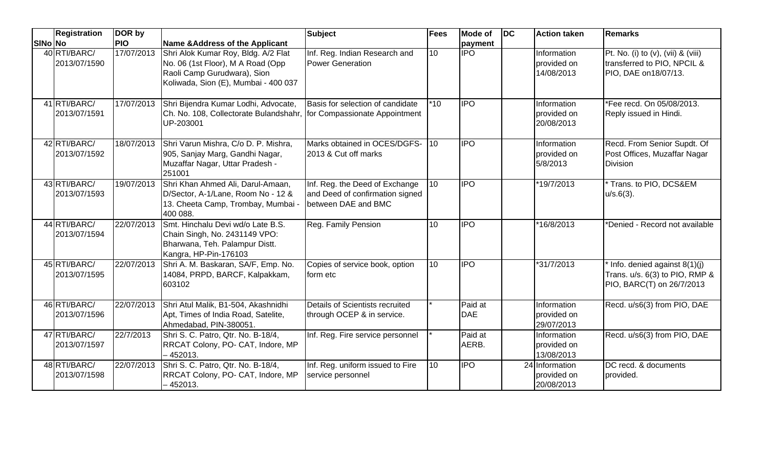| SlNo | Registration No | DOR by PIO | Name &Address of the Applicant | Subject | Fees | Mode of payment | DC | Action taken | Remarks |
|---|---|---|---|---|---|---|---|---|---|
| 40 | RTI/BARC/ 2013/07/1590 | 17/07/2013 | Shri Alok Kumar Roy, Bldg. A/2 Flat No. 06 (1st Floor), M A Road (Opp Raoli Camp Gurudwara), Sion Koliwada, Sion (E), Mumbai - 400 037 | Inf. Reg. Indian Research and Power Generation | 10 | IPO | | Information provided on 14/08/2013 | Pt. No. (i) to (v), (vii) & (viii) transferred to PIO, NPCIL & PIO, DAE on18/07/13. |
| 41 | RTI/BARC/ 2013/07/1591 | 17/07/2013 | Shri Bijendra Kumar Lodhi, Advocate, Ch. No. 108, Collectorate Bulandshahr, UP-203001 | Basis for selection of candidate for Compassionate Appointment | *10 | IPO | | Information provided on 20/08/2013 | *Fee recd. On 05/08/2013. Reply issued in Hindi. |
| 42 | RTI/BARC/ 2013/07/1592 | 18/07/2013 | Shri Varun Mishra, C/o D. P. Mishra, 905, Sanjay Marg, Gandhi Nagar, Muzaffar Nagar, Uttar Pradesh - 251001 | Marks obtained in OCES/DGFS-2013 & Cut off marks | 10 | IPO | | Information provided on 5/8/2013 | Recd. From Senior Supdt. Of Post Offices, Muzaffar Nagar Division |
| 43 | RTI/BARC/ 2013/07/1593 | 19/07/2013 | Shri Khan Ahmed Ali, Darul-Amaan, D/Sector, A-1/Lane, Room No - 12 & 13. Cheeta Camp, Trombay, Mumbai - 400 088. | Inf. Reg. the Deed of Exchange and Deed of confirmation signed between DAE and BMC | 10 | IPO | | *19/7/2013 | * Trans. to PIO, DCS&EM u/s.6(3). |
| 44 | RTI/BARC/ 2013/07/1594 | 22/07/2013 | Smt. Hinchalu Devi wd/o Late B.S. Chain Singh, No. 2431149 VPO: Bharwana, Teh. Palampur Distt. Kangra, HP-Pin-176103 | Reg. Family Pension | 10 | IPO | | *16/8/2013 | *Denied - Record not available |
| 45 | RTI/BARC/ 2013/07/1595 | 22/07/2013 | Shri A. M. Baskaran, SA/F, Emp. No. 14084, PRPD, BARCF, Kalpakkam, 603102 | Copies of service book, option form etc | 10 | IPO | | *31/7/2013 | * Info. denied against 8(1)(j) Trans. u/s. 6(3) to PIO, RMP & PIO, BARC(T) on 26/7/2013 |
| 46 | RTI/BARC/ 2013/07/1596 | 22/07/2013 | Shri Atul Malik, B1-504, Akashnidhi Apt, Times of India Road, Satelite, Ahmedabad, PIN-380051. | Details of Scientists recruited through OCEP & in service. | * | Paid at DAE | | Information provided on 29/07/2013 | Recd. u/s6(3) from PIO, DAE |
| 47 | RTI/BARC/ 2013/07/1597 | 22/7/2013 | Shri S. C. Patro, Qtr. No. B-18/4, RRCAT Colony, PO- CAT, Indore, MP – 452013. | Inf. Reg. Fire service personnel | * | Paid at AERB. | | Information provided on 13/08/2013 | Recd. u/s6(3) from PIO, DAE |
| 48 | RTI/BARC/ 2013/07/1598 | 22/07/2013 | Shri S. C. Patro, Qtr. No. B-18/4, RRCAT Colony, PO- CAT, Indore, MP – 452013. | Inf. Reg. uniform issued to Fire service personnel | 10 | IPO | 24 | Information provided on 20/08/2013 | DC recd. & documents provided. |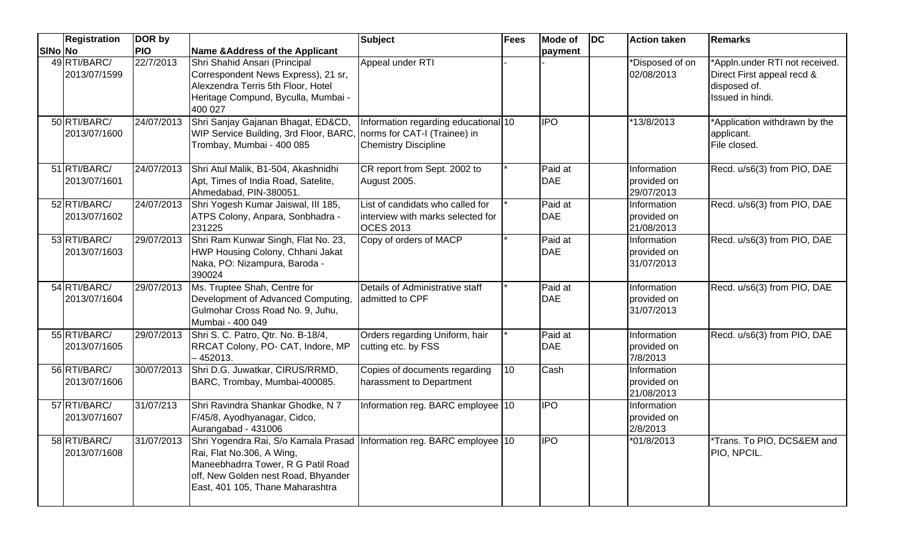| SlNo | Registration No | DOR by PIO | Name &Address of the Applicant | Subject | Fees | Mode of payment | DC | Action taken | Remarks |
|---|---|---|---|---|---|---|---|---|---|
| 49 | RTI/BARC/ 2013/07/1599 | 22/7/2013 | Shri Shahid Ansari (Principal Correspondent News Express), 21 sr, Alexzendra Terris 5th Floor, Hotel Heritage Compund, Byculla, Mumbai - 400 027 | Appeal under RTI | - | - | | *Disposed of on 02/08/2013 | *Appln.under RTI not received. Direct First appeal recd & disposed of. Issued in hindi. |
| 50 | RTI/BARC/ 2013/07/1600 | 24/07/2013 | Shri Sanjay Gajanan Bhagat, ED&CD, WIP Service Building, 3rd Floor, BARC, Trombay, Mumbai - 400 085 | Information regarding educational norms for CAT-I (Trainee) in Chemistry Discipline | 10 | IPO | | *13/8/2013 | *Application withdrawn by the applicant. File closed. |
| 51 | RTI/BARC/ 2013/07/1601 | 24/07/2013 | Shri Atul Malik, B1-504, Akashnidhi Apt, Times of India Road, Satelite, Ahmedabad, PIN-380051. | CR report from Sept. 2002 to August 2005. | * | Paid at DAE | | Information provided on 29/07/2013 | Recd. u/s6(3) from PIO, DAE |
| 52 | RTI/BARC/ 2013/07/1602 | 24/07/2013 | Shri Yogesh Kumar Jaiswal, III 185, ATPS Colony, Anpara, Sonbhadra - 231225 | List of candidats who called for interview with marks selected for OCES 2013 | * | Paid at DAE | | Information provided on 21/08/2013 | Recd. u/s6(3) from PIO, DAE |
| 53 | RTI/BARC/ 2013/07/1603 | 29/07/2013 | Shri Ram Kunwar Singh, Flat No. 23, HWP Housing Colony, Chhani Jakat Naka, PO: Nizampura, Baroda - 390024 | Copy of orders of MACP | * | Paid at DAE | | Information provided on 31/07/2013 | Recd. u/s6(3) from PIO, DAE |
| 54 | RTI/BARC/ 2013/07/1604 | 29/07/2013 | Ms. Truptee Shah, Centre for Development of Advanced Computing, Gulmohar Cross Road No. 9, Juhu, Mumbai - 400 049 | Details of Administrative staff admitted to CPF | * | Paid at DAE | | Information provided on 31/07/2013 | Recd. u/s6(3) from PIO, DAE |
| 55 | RTI/BARC/ 2013/07/1605 | 29/07/2013 | Shri S. C. Patro, Qtr. No. B-18/4, RRCAT Colony, PO- CAT, Indore, MP – 452013. | Orders regarding Uniform, hair cutting etc. by FSS | * | Paid at DAE | | Information provided on 7/8/2013 | Recd. u/s6(3) from PIO, DAE |
| 56 | RTI/BARC/ 2013/07/1606 | 30/07/2013 | Shri D.G. Juwatkar, CIRUS/RRMD, BARC, Trombay, Mumbai-400085. | Copies of documents regarding harassment to Department | 10 | Cash | | Information provided on 21/08/2013 | |
| 57 | RTI/BARC/ 2013/07/1607 | 31/07/213 | Shri Ravindra Shankar Ghodke, N 7 F/45/8, Ayodhyanagar, Cidco, Aurangabad - 431006 | Information reg. BARC employee | 10 | IPO | | Information provided on 2/8/2013 | |
| 58 | RTI/BARC/ 2013/07/1608 | 31/07/2013 | Shri Yogendra Rai, S/o Kamala Prasad Rai, Flat No.306, A Wing, Maneebhadrra Tower, R G Patil Road off, New Golden nest Road, Bhyander East, 401 105, Thane Maharashtra | Information reg. BARC employee | 10 | IPO | | *01/8/2013 | *Trans. To PIO, DCS&EM and PIO, NPCIL. |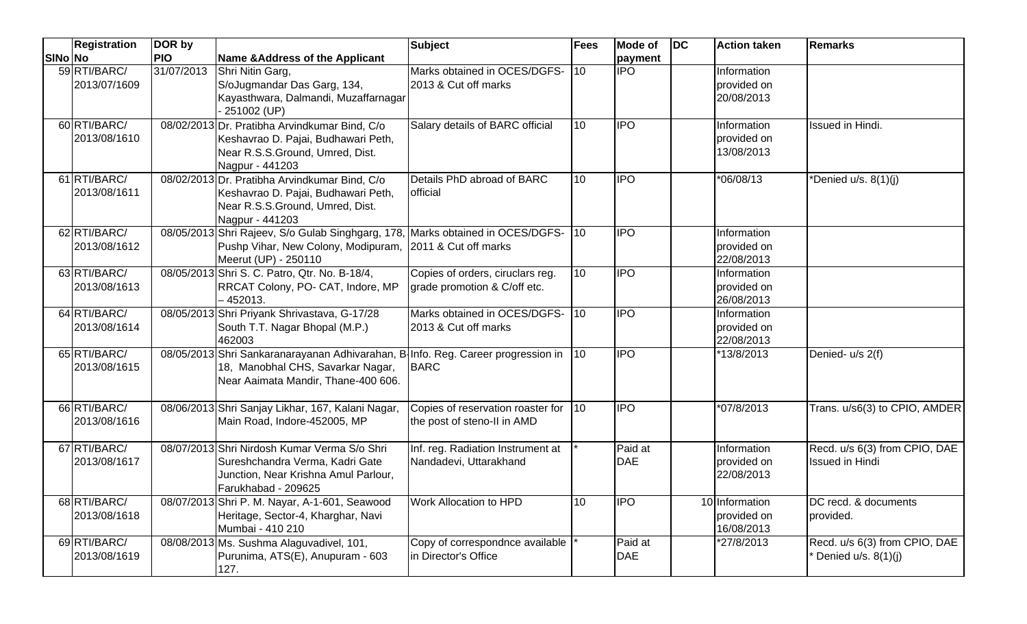| SlNo | Registration No | DOR by PIO | Name &Address of the Applicant | Subject | Fees | Mode of payment | DC | Action taken | Remarks |
|---|---|---|---|---|---|---|---|---|---|
| 59 | RTI/BARC/ 2013/07/1609 | 31/07/2013 | Shri Nitin Garg, S/oJugmandar Das Garg, 134, Kayasthwara, Dalmandi, Muzaffarnagar - 251002 (UP) | Marks obtained in OCES/DGFS-2013 & Cut off marks | 10 | IPO | | Information provided on 20/08/2013 | |
| 60 | RTI/BARC/ 2013/08/1610 | 08/02/2013 | Dr. Pratibha Arvindkumar Bind, C/o Keshavrao D. Pajai, Budhawari Peth, Near R.S.S.Ground, Umred, Dist. Nagpur - 441203 | Salary details of BARC official | 10 | IPO | | Information provided on 13/08/2013 | Issued in Hindi. |
| 61 | RTI/BARC/ 2013/08/1611 | 08/02/2013 | Dr. Pratibha Arvindkumar Bind, C/o Keshavrao D. Pajai, Budhawari Peth, Near R.S.S.Ground, Umred, Dist. Nagpur - 441203 | Details PhD abroad of BARC official | 10 | IPO | | *06/08/13 | *Denied u/s. 8(1)(j) |
| 62 | RTI/BARC/ 2013/08/1612 | 08/05/2013 | Shri Rajeev, S/o Gulab Singhgarg, 178, Pushp Vihar, New Colony, Modipuram, Meerut (UP) - 250110 | Marks obtained in OCES/DGFS-2011 & Cut off marks | 10 | IPO | | Information provided on 22/08/2013 | |
| 63 | RTI/BARC/ 2013/08/1613 | 08/05/2013 | Shri S. C. Patro, Qtr. No. B-18/4, RRCAT Colony, PO- CAT, Indore, MP – 452013. | Copies of orders, ciruclars reg. grade promotion & C/off etc. | 10 | IPO | | Information provided on 26/08/2013 | |
| 64 | RTI/BARC/ 2013/08/1614 | 08/05/2013 | Shri Priyank Shrivastava, G-17/28 South T.T. Nagar Bhopal (M.P.) 462003 | Marks obtained in OCES/DGFS-2013 & Cut off marks | 10 | IPO | | Information provided on 22/08/2013 | |
| 65 | RTI/BARC/ 2013/08/1615 | 08/05/2013 | Shri Sankaranarayanan Adhivarahan, B-18, Manobhal CHS, Savarkar Nagar, Near Aaimata Mandir, Thane-400 606. | Info. Reg. Career progression in BARC | 10 | IPO | | *13/8/2013 | Denied- u/s 2(f) |
| 66 | RTI/BARC/ 2013/08/1616 | 08/06/2013 | Shri Sanjay Likhar, 167, Kalani Nagar, Main Road, Indore-452005, MP | Copies of reservation roaster for the post of steno-II in AMD | 10 | IPO | | *07/8/2013 | Trans. u/s6(3) to CPIO, AMDER |
| 67 | RTI/BARC/ 2013/08/1617 | 08/07/2013 | Shri Nirdosh Kumar Verma S/o Shri Sureshchandra Verma, Kadri Gate Junction, Near Krishna Amul Parlour, Farukhabad - 209625 | Inf. reg. Radiation Instrument at Nandadevi, Uttarakhand | * | Paid at DAE | | Information provided on 22/08/2013 | Recd. u/s 6(3) from CPIO, DAE Issued in Hindi |
| 68 | RTI/BARC/ 2013/08/1618 | 08/07/2013 | Shri P. M. Nayar, A-1-601, Seawood Heritage, Sector-4, Kharghar, Navi Mumbai - 410 210 | Work Allocation to HPD | 10 | IPO | 10 | Information provided on 16/08/2013 | DC recd. & documents provided. |
| 69 | RTI/BARC/ 2013/08/1619 | 08/08/2013 | Ms. Sushma Alaguvadivel, 101, Purunima, ATS(E), Anupuram - 603 127. | Copy of correspondnce available in Director's Office | * | Paid at DAE | | *27/8/2013 | Recd. u/s 6(3) from CPIO, DAE * Denied u/s. 8(1)(j) |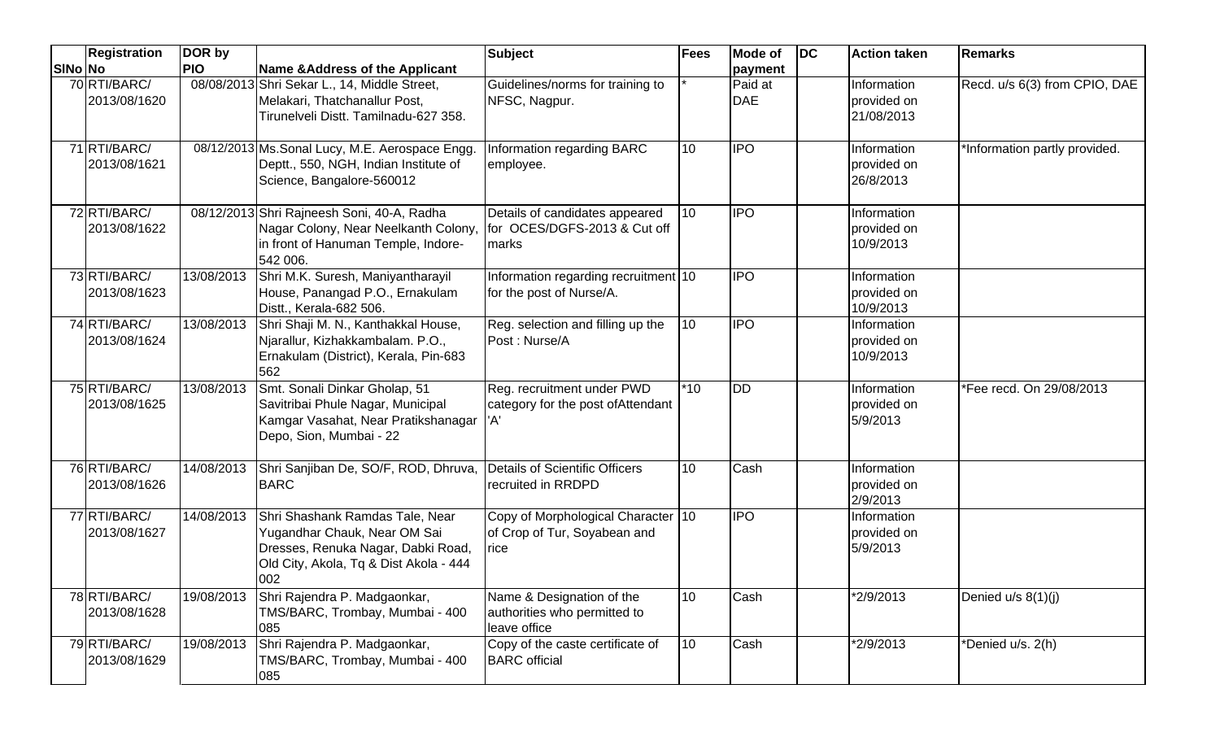| SlNo | Registration No | DOR by PIO | Name &Address of the Applicant | Subject | Fees | Mode of payment | DC | Action taken | Remarks |
|---|---|---|---|---|---|---|---|---|---|
| 70 | RTI/BARC/ 2013/08/1620 | 08/08/2013 | Shri Sekar L., 14, Middle Street, Melakari, Thatchanallur Post, Tirunelveli Distt. Tamilnadu-627 358. | Guidelines/norms for training to NFSC, Nagpur. | * | Paid at DAE | | Information provided on 21/08/2013 | Recd. u/s 6(3) from CPIO, DAE |
| 71 | RTI/BARC/ 2013/08/1621 | 08/12/2013 | Ms.Sonal Lucy, M.E. Aerospace Engg. Deptt., 550, NGH, Indian Institute of Science, Bangalore-560012 | Information regarding BARC employee. | 10 | IPO | | Information provided on 26/8/2013 | *Information partly provided. |
| 72 | RTI/BARC/ 2013/08/1622 | 08/12/2013 | Shri Rajneesh Soni, 40-A, Radha Nagar Colony, Near Neelkanth Colony, in front of Hanuman Temple, Indore-542 006. | Details of candidates appeared for OCES/DGFS-2013 & Cut off marks | 10 | IPO | | Information provided on 10/9/2013 | |
| 73 | RTI/BARC/ 2013/08/1623 | 13/08/2013 | Shri M.K. Suresh, Maniyantharayil House, Panangad P.O., Ernakulam Distt., Kerala-682 506. | Information regarding recruitment for the post of Nurse/A. | 10 | IPO | | Information provided on 10/9/2013 | |
| 74 | RTI/BARC/ 2013/08/1624 | 13/08/2013 | Shri Shaji M. N., Kanthakkal House, Njarallur, Kizhakkambalam. P.O., Ernakulam (District), Kerala, Pin-683 562 | Reg. selection and filling up the Post : Nurse/A | 10 | IPO | | Information provided on 10/9/2013 | |
| 75 | RTI/BARC/ 2013/08/1625 | 13/08/2013 | Smt. Sonali Dinkar Gholap, 51 Savitribai Phule Nagar, Municipal Kamgar Vasahat, Near Pratikshanagar Depo, Sion, Mumbai - 22 | Reg. recruitment under PWD category for the post ofAttendant 'A' | *10 | DD | | Information provided on 5/9/2013 | *Fee recd. On 29/08/2013 |
| 76 | RTI/BARC/ 2013/08/1626 | 14/08/2013 | Shri Sanjiban De, SO/F, ROD, Dhruva, BARC | Details of Scientific Officers recruited in RRDPD | 10 | Cash | | Information provided on 2/9/2013 | |
| 77 | RTI/BARC/ 2013/08/1627 | 14/08/2013 | Shri Shashank Ramdas Tale, Near Yugandhar Chauk, Near OM Sai Dresses, Renuka Nagar, Dabki Road, Old City, Akola, Tq & Dist Akola - 444 002 | Copy of Morphological Character of Crop of Tur, Soyabean and rice | 10 | IPO | | Information provided on 5/9/2013 | |
| 78 | RTI/BARC/ 2013/08/1628 | 19/08/2013 | Shri Rajendra P. Madgaonkar, TMS/BARC, Trombay, Mumbai - 400 085 | Name & Designation of the authorities who permitted to leave office | 10 | Cash | | *2/9/2013 | Denied u/s 8(1)(j) |
| 79 | RTI/BARC/ 2013/08/1629 | 19/08/2013 | Shri Rajendra P. Madgaonkar, TMS/BARC, Trombay, Mumbai - 400 085 | Copy of the caste certificate of BARC official | 10 | Cash | | *2/9/2013 | *Denied u/s. 2(h) |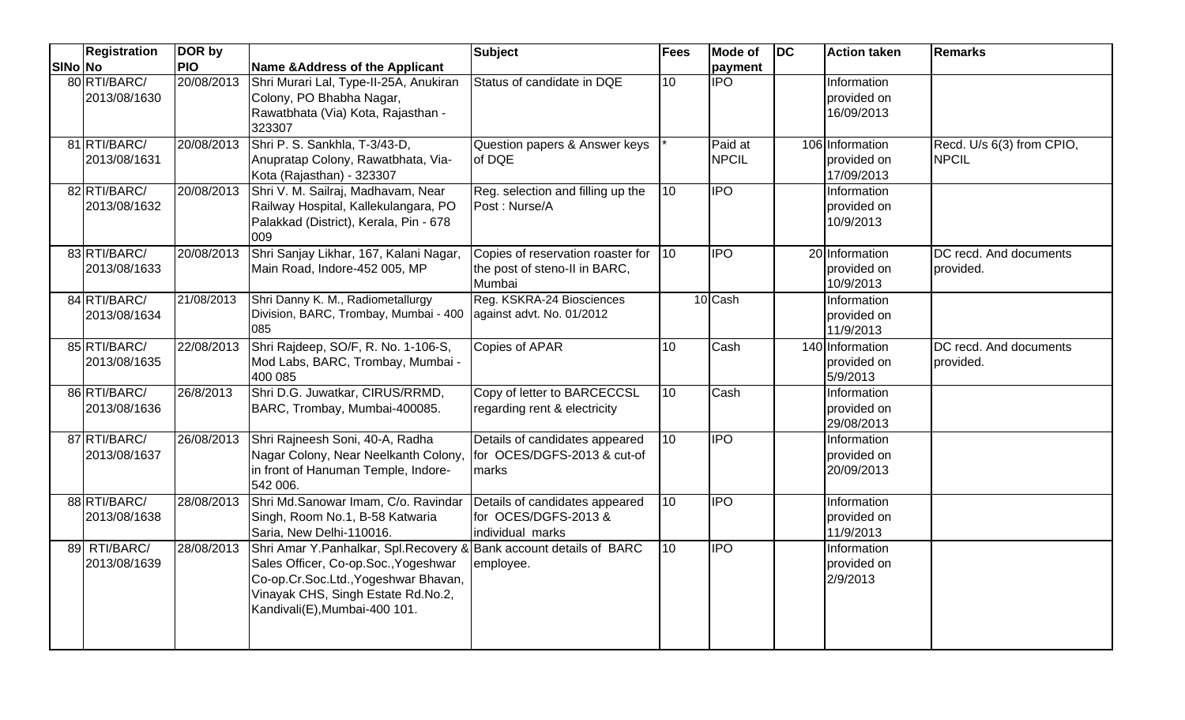| SlNo | Registration No | DOR by PIO | Name &Address of the Applicant | Subject | Fees | Mode of payment | DC | Action taken | Remarks |
|---|---|---|---|---|---|---|---|---|---|
| 80 | RTI/BARC/ 2013/08/1630 | 20/08/2013 | Shri Murari Lal, Type-II-25A, Anukiran Colony, PO Bhabha Nagar, Rawatbhata (Via) Kota, Rajasthan - 323307 | Status of candidate in DQE | 10 | IPO | | Information provided on 16/09/2013 | |
| 81 | RTI/BARC/ 2013/08/1631 | 20/08/2013 | Shri P. S. Sankhla, T-3/43-D, Anupratap Colony, Rawatbhata, Via-Kota (Rajasthan) - 323307 | Question papers & Answer keys of DQE | * | Paid at NPCIL | 106 | Information provided on 17/09/2013 | Recd. U/s 6(3) from CPIO, NPCIL |
| 82 | RTI/BARC/ 2013/08/1632 | 20/08/2013 | Shri V. M. Sailraj, Madhavam, Near Railway Hospital, Kallekulangara, PO Palakkad (District), Kerala, Pin - 678 009 | Reg. selection and filling up the Post : Nurse/A | 10 | IPO | | Information provided on 10/9/2013 | |
| 83 | RTI/BARC/ 2013/08/1633 | 20/08/2013 | Shri Sanjay Likhar, 167, Kalani Nagar, Main Road, Indore-452 005, MP | Copies of reservation roaster for the post of steno-II in BARC, Mumbai | 10 | IPO | 20 | Information provided on 10/9/2013 | DC recd. And documents provided. |
| 84 | RTI/BARC/ 2013/08/1634 | 21/08/2013 | Shri Danny K. M., Radiometallurgy Division, BARC, Trombay, Mumbai - 400 085 | Reg. KSKRA-24 Biosciences against advt. No. 01/2012 | 10 | Cash | | Information provided on 11/9/2013 | |
| 85 | RTI/BARC/ 2013/08/1635 | 22/08/2013 | Shri Rajdeep, SO/F, R. No. 1-106-S, Mod Labs, BARC, Trombay, Mumbai - 400 085 | Copies of APAR | 10 | Cash | 140 | Information provided on 5/9/2013 | DC recd. And documents provided. |
| 86 | RTI/BARC/ 2013/08/1636 | 26/8/2013 | Shri D.G. Juwatkar, CIRUS/RRMD, BARC, Trombay, Mumbai-400085. | Copy of letter to BARCECCSL regarding rent & electricity | 10 | Cash | | Information provided on 29/08/2013 | |
| 87 | RTI/BARC/ 2013/08/1637 | 26/08/2013 | Shri Rajneesh Soni, 40-A, Radha Nagar Colony, Near Neelkanth Colony, in front of Hanuman Temple, Indore-542 006. | Details of candidates appeared for OCES/DGFS-2013 & cut-of marks | 10 | IPO | | Information provided on 20/09/2013 | |
| 88 | RTI/BARC/ 2013/08/1638 | 28/08/2013 | Shri Md.Sanowar Imam, C/o. Ravindar Singh, Room No.1, B-58 Katwaria Saria, New Delhi-110016. | Details of candidates appeared for OCES/DGFS-2013 & individual marks | 10 | IPO | | Information provided on 11/9/2013 | |
| 89 | RTI/BARC/ 2013/08/1639 | 28/08/2013 | Shri Amar Y.Panhalkar, Spl.Recovery & Sales Officer, Co-op.Soc.,Yogeshwar Co-op.Cr.Soc.Ltd.,Yogeshwar Bhavan, Vinayak CHS, Singh Estate Rd.No.2, Kandivali(E),Mumbai-400 101. | Bank account details of BARC employee. | 10 | IPO | | Information provided on 2/9/2013 | |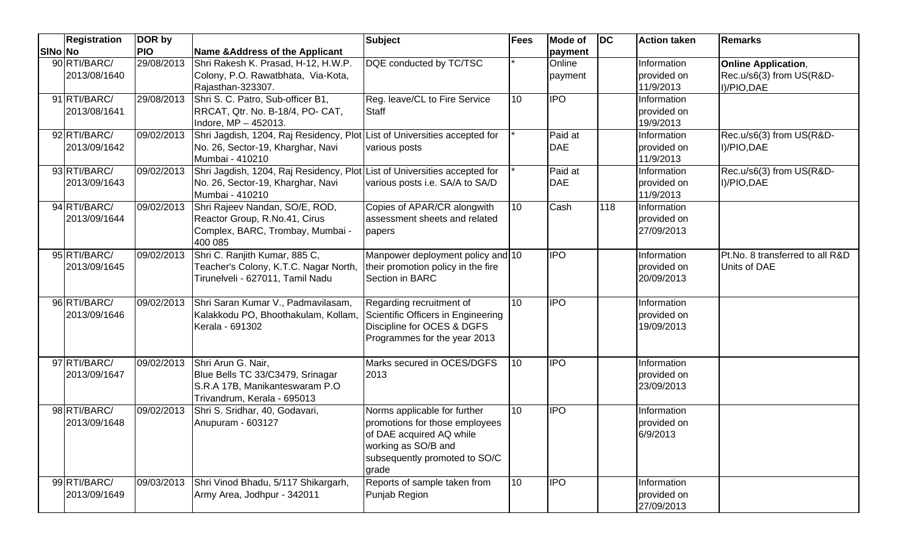| SlNo | Registration No | DOR by PIO | Name &Address of the Applicant | Subject | Fees | Mode of payment | DC | Action taken | Remarks |
|---|---|---|---|---|---|---|---|---|---|
| 90 | RTI/BARC/ 2013/08/1640 | 29/08/2013 | Shri Rakesh K. Prasad, H-12, H.W.P. Colony, P.O. Rawatbhata, Via-Kota, Rajasthan-323307. | DQE conducted by TC/TSC | * | Online payment | | Information provided on 11/9/2013 | **Online Application**, Rec.u/s6(3) from US(R&D-I)/PIO,DAE |
| 91 | RTI/BARC/ 2013/08/1641 | 29/08/2013 | Shri S. C. Patro, Sub-officer B1, RRCAT, Qtr. No. B-18/4, PO- CAT, Indore, MP – 452013. | Reg. leave/CL to Fire Service Staff | 10 | IPO | | Information provided on 19/9/2013 | |
| 92 | RTI/BARC/ 2013/09/1642 | 09/02/2013 | Shri Jagdish, 1204, Raj Residency, Plot No. 26, Sector-19, Kharghar, Navi Mumbai - 410210 | List of Universities accepted for various posts | * | Paid at DAE | | Information provided on 11/9/2013 | Rec.u/s6(3) from US(R&D-I)/PIO,DAE |
| 93 | RTI/BARC/ 2013/09/1643 | 09/02/2013 | Shri Jagdish, 1204, Raj Residency, Plot No. 26, Sector-19, Kharghar, Navi Mumbai - 410210 | List of Universities accepted for various posts i.e. SA/A to SA/D | * | Paid at DAE | | Information provided on 11/9/2013 | Rec.u/s6(3) from US(R&D-I)/PIO,DAE |
| 94 | RTI/BARC/ 2013/09/1644 | 09/02/2013 | Shri Rajeev Nandan, SO/E, ROD, Reactor Group, R.No.41, Cirus Complex, BARC, Trombay, Mumbai - 400 085 | Copies of APAR/CR alongwith assessment sheets and related papers | 10 | Cash | 118 | Information provided on 27/09/2013 | |
| 95 | RTI/BARC/ 2013/09/1645 | 09/02/2013 | Shri C. Ranjith Kumar, 885 C, Teacher's Colony, K.T.C. Nagar North, Tirunelveli - 627011, Tamil Nadu | Manpower deployment policy and their promotion policy in the fire Section in BARC | 10 | IPO | | Information provided on 20/09/2013 | Pt.No. 8 transferred to all R&D Units of DAE |
| 96 | RTI/BARC/ 2013/09/1646 | 09/02/2013 | Shri Saran Kumar V., Padmavilasam, Kalakkodu PO, Bhoothakulam, Kollam, Kerala - 691302 | Regarding recruitment of Scientific Officers in Engineering Discipline for OCES & DGFS Programmes for the year 2013 | 10 | IPO | | Information provided on 19/09/2013 | |
| 97 | RTI/BARC/ 2013/09/1647 | 09/02/2013 | Shri Arun G. Nair, Blue Bells TC 33/C3479, Srinagar S.R.A 17B, Manikanteswaram P.O Trivandrum, Kerala - 695013 | Marks secured in OCES/DGFS 2013 | 10 | IPO | | Information provided on 23/09/2013 | |
| 98 | RTI/BARC/ 2013/09/1648 | 09/02/2013 | Shri S. Sridhar, 40, Godavari, Anupuram - 603127 | Norms applicable for further promotions for those employees of DAE acquired AQ while working as SO/B and subsequently promoted to SO/C grade | 10 | IPO | | Information provided on 6/9/2013 | |
| 99 | RTI/BARC/ 2013/09/1649 | 09/03/2013 | Shri Vinod Bhadu, 5/117 Shikargarh, Army Area, Jodhpur - 342011 | Reports of sample taken from Punjab Region | 10 | IPO | | Information provided on 27/09/2013 | |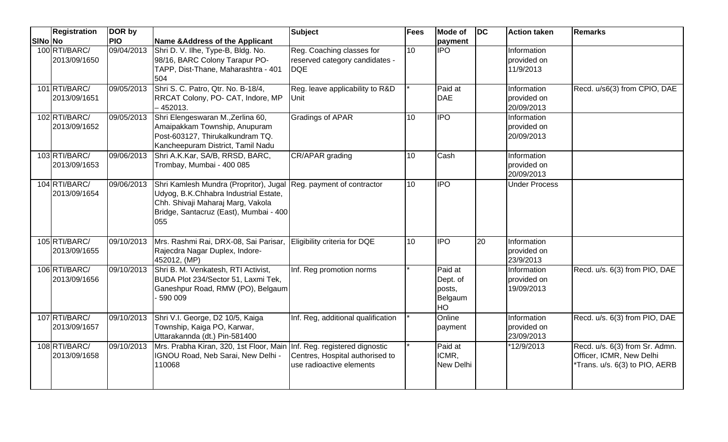| SlNo | Registration No | DOR by PIO | Name &Address of the Applicant | Subject | Fees | Mode of payment | DC | Action taken | Remarks |
|---|---|---|---|---|---|---|---|---|---|
| 100 | RTI/BARC/ 2013/09/1650 | 09/04/2013 | Shri D. V. Ilhe, Type-B, Bldg. No. 98/16, BARC Colony Tarapur PO-TAPP, Dist-Thane, Maharashtra - 401 504 | Reg. Coaching classes for reserved category candidates - DQE | 10 | IPO | | Information provided on 11/9/2013 | |
| 101 | RTI/BARC/ 2013/09/1651 | 09/05/2013 | Shri S. C. Patro, Qtr. No. B-18/4, RRCAT Colony, PO- CAT, Indore, MP – 452013. | Reg. leave applicability to R&D Unit | * | Paid at DAE | | Information provided on 20/09/2013 | Recd. u/s6(3) from CPIO, DAE |
| 102 | RTI/BARC/ 2013/09/1652 | 09/05/2013 | Shri Elengeswaran M.,Zerlina 60, Amaipakkam Township, Anupuram Post-603127, Thirukalkundram TQ. Kancheepuram District, Tamil Nadu | Gradings of APAR | 10 | IPO | | Information provided on 20/09/2013 | |
| 103 | RTI/BARC/ 2013/09/1653 | 09/06/2013 | Shri A.K.Kar, SA/B, RRSD, BARC, Trombay, Mumbai - 400 085 | CR/APAR grading | 10 | Cash | | Information provided on 20/09/2013 | |
| 104 | RTI/BARC/ 2013/09/1654 | 09/06/2013 | Shri Kamlesh Mundra (Propritor), Jugal Udyog, B.K.Chhabra Industrial Estate, Chh. Shivaji Maharaj Marg, Vakola Bridge, Santacruz (East), Mumbai - 400 055 | Reg. payment of contractor | 10 | IPO | | Under Process | |
| 105 | RTI/BARC/ 2013/09/1655 | 09/10/2013 | Mrs. Rashmi Rai, DRX-08, Sai Parisar, Rajecdra Nagar Duplex, Indore-452012, (MP) | Eligibility criteria for DQE | 10 | IPO | 20 | Information provided on 23/9/2013 | |
| 106 | RTI/BARC/ 2013/09/1656 | 09/10/2013 | Shri B. M. Venkatesh, RTI Activist, BUDA Plot 234/Sector 51, Laxmi Tek, Ganeshpur Road, RMW (PO), Belgaum - 590 009 | Inf. Reg promotion norms | * | Paid at Dept. of posts, Belgaum HO | | Information provided on 19/09/2013 | Recd. u/s. 6(3) from PIO, DAE |
| 107 | RTI/BARC/ 2013/09/1657 | 09/10/2013 | Shri V.I. George, D2 10/5, Kaiga Township, Kaiga PO, Karwar, Uttarakannda (dt.) Pin-581400 | Inf. Reg, additional qualification | * | Online payment | | Information provided on 23/09/2013 | Recd. u/s. 6(3) from PIO, DAE |
| 108 | RTI/BARC/ 2013/09/1658 | 09/10/2013 | Mrs. Prabha Kiran, 320, 1st Floor, Main IGNOU Road, Neb Sarai, New Delhi - 110068 | Inf. Reg. registered dignostic Centres, Hospital authorised to use radioactive elements | * | Paid at ICMR, New Delhi | | *12/9/2013 | Recd. u/s. 6(3) from Sr. Admn. Officer, ICMR, New Delhi *Trans. u/s. 6(3) to PIO, AERB |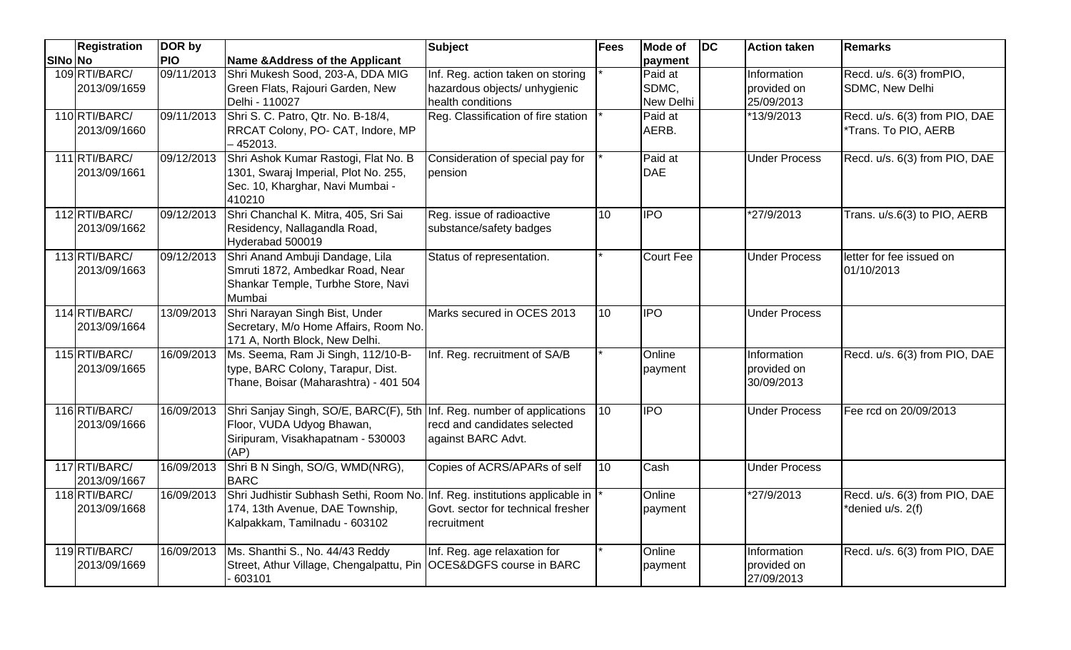| SlNo | Registration No | DOR by PIO | Name &Address of the Applicant | Subject | Fees | Mode of payment | DC | Action taken | Remarks |
|---|---|---|---|---|---|---|---|---|---|
| 109 | RTI/BARC/ 2013/09/1659 | 09/11/2013 | Shri Mukesh Sood, 203-A, DDA MIG Green Flats, Rajouri Garden, New Delhi - 110027 | Inf. Reg. action taken on storing hazardous objects/ unhygienic health conditions | * | Paid at SDMC, New Delhi | | Information provided on 25/09/2013 | Recd. u/s. 6(3) fromPIO, SDMC, New Delhi |
| 110 | RTI/BARC/ 2013/09/1660 | 09/11/2013 | Shri S. C. Patro, Qtr. No. B-18/4, RRCAT Colony, PO- CAT, Indore, MP – 452013. | Reg. Classification of fire station | * | Paid at AERB. | | *13/9/2013 | Recd. u/s. 6(3) from PIO, DAE *Trans. To PIO, AERB |
| 111 | RTI/BARC/ 2013/09/1661 | 09/12/2013 | Shri Ashok Kumar Rastogi, Flat No. B 1301, Swaraj Imperial, Plot No. 255, Sec. 10, Kharghar, Navi Mumbai - 410210 | Consideration of special pay for pension | * | Paid at DAE | | Under Process | Recd. u/s. 6(3) from PIO, DAE |
| 112 | RTI/BARC/ 2013/09/1662 | 09/12/2013 | Shri Chanchal K. Mitra, 405, Sri Sai Residency, Nallagandla Road, Hyderabad 500019 | Reg. issue of radioactive substance/safety badges | 10 | IPO | | *27/9/2013 | Trans. u/s.6(3) to PIO, AERB |
| 113 | RTI/BARC/ 2013/09/1663 | 09/12/2013 | Shri Anand Ambuji Dandage, Lila Smruti 1872, Ambedkar Road, Near Shankar Temple, Turbhe Store, Navi Mumbai | Status of representation. | * | Court Fee | | Under Process | letter for fee issued on 01/10/2013 |
| 114 | RTI/BARC/ 2013/09/1664 | 13/09/2013 | Shri Narayan Singh Bist, Under Secretary, M/o Home Affairs, Room No. 171 A, North Block, New Delhi. | Marks secured in OCES 2013 | 10 | IPO | | Under Process | |
| 115 | RTI/BARC/ 2013/09/1665 | 16/09/2013 | Ms. Seema, Ram Ji Singh, 112/10-B-type, BARC Colony, Tarapur, Dist. Thane, Boisar (Maharashtra) - 401 504 | Inf. Reg. recruitment of SA/B | * | Online payment | | Information provided on 30/09/2013 | Recd. u/s. 6(3) from PIO, DAE |
| 116 | RTI/BARC/ 2013/09/1666 | 16/09/2013 | Shri Sanjay Singh, SO/E, BARC(F), 5th Floor, VUDA Udyog Bhawan, Siripuram, Visakhapatnam - 530003 (AP) | Inf. Reg. number of applications recd and candidates selected against BARC Advt. | 10 | IPO | | Under Process | Fee rcd on 20/09/2013 |
| 117 | RTI/BARC/ 2013/09/1667 | 16/09/2013 | Shri B N Singh, SO/G, WMD(NRG), BARC | Copies of ACRS/APARs of self | 10 | Cash | | Under Process | |
| 118 | RTI/BARC/ 2013/09/1668 | 16/09/2013 | Shri Judhistir Subhash Sethi, Room No. 174, 13th Avenue, DAE Township, Kalpakkam, Tamilnadu - 603102 | Inf. Reg. institutions applicable in Govt. sector for technical fresher recruitment | * | Online payment | | *27/9/2013 | Recd. u/s. 6(3) from PIO, DAE *denied u/s. 2(f) |
| 119 | RTI/BARC/ 2013/09/1669 | 16/09/2013 | Ms. Shanthi S., No. 44/43 Reddy Street, Athur Village, Chengalpattu, Pin - 603101 | Inf. Reg. age relaxation for OCES&DGFS course in BARC | * | Online payment | | Information provided on 27/09/2013 | Recd. u/s. 6(3) from PIO, DAE |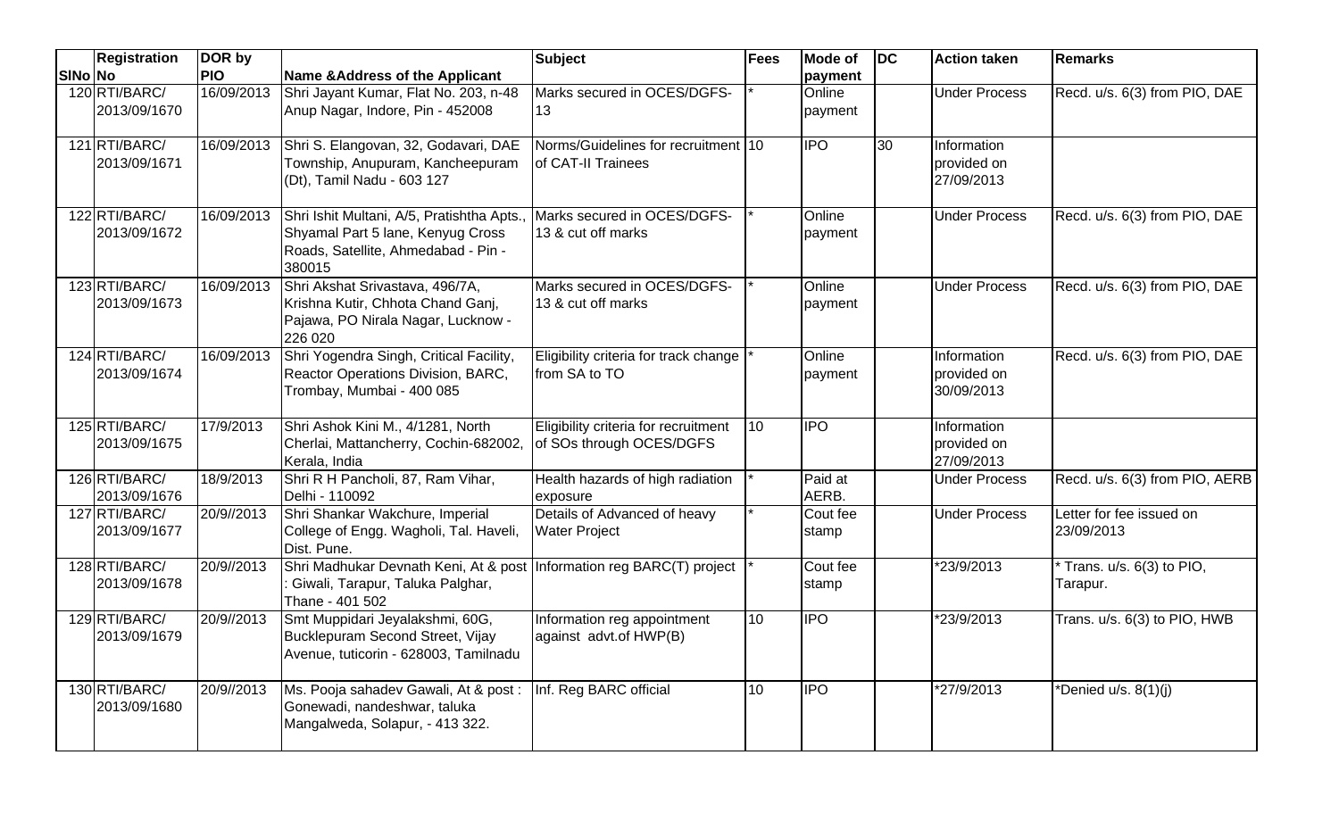| SlNo | Registration No | DOR by PIO | Name &Address of the Applicant | Subject | Fees | Mode of payment | DC | Action taken | Remarks |
|---|---|---|---|---|---|---|---|---|---|
| 120 | RTI/BARC/ 2013/09/1670 | 16/09/2013 | Shri Jayant Kumar, Flat No. 203, n-48 Anup Nagar, Indore, Pin - 452008 | Marks secured in OCES/DGFS-13 | * | Online payment | | Under Process | Recd. u/s. 6(3) from PIO, DAE |
| 121 | RTI/BARC/ 2013/09/1671 | 16/09/2013 | Shri S. Elangovan, 32, Godavari, DAE Township, Anupuram, Kancheepuram (Dt), Tamil Nadu - 603 127 | Norms/Guidelines for recruitment of CAT-II Trainees | 10 | IPO | 30 | Information provided on 27/09/2013 | |
| 122 | RTI/BARC/ 2013/09/1672 | 16/09/2013 | Shri Ishit Multani, A/5, Pratishtha Apts., Shyamal Part 5 lane, Kenyug Cross Roads, Satellite, Ahmedabad - Pin - 380015 | Marks secured in OCES/DGFS-13 & cut off marks | * | Online payment | | Under Process | Recd. u/s. 6(3) from PIO, DAE |
| 123 | RTI/BARC/ 2013/09/1673 | 16/09/2013 | Shri Akshat Srivastava, 496/7A, Krishna Kutir, Chhota Chand Ganj, Pajawa, PO Nirala Nagar, Lucknow - 226 020 | Marks secured in OCES/DGFS-13 & cut off marks | * | Online payment | | Under Process | Recd. u/s. 6(3) from PIO, DAE |
| 124 | RTI/BARC/ 2013/09/1674 | 16/09/2013 | Shri Yogendra Singh, Critical Facility, Reactor Operations Division, BARC, Trombay, Mumbai - 400 085 | Eligibility criteria for track change from SA to TO | * | Online payment | | Information provided on 30/09/2013 | Recd. u/s. 6(3) from PIO, DAE |
| 125 | RTI/BARC/ 2013/09/1675 | 17/9/2013 | Shri Ashok Kini M., 4/1281, North Cherlai, Mattancherry, Cochin-682002, Kerala, India | Eligibility criteria for recruitment of SOs through OCES/DGFS | 10 | IPO | | Information provided on 27/09/2013 | |
| 126 | RTI/BARC/ 2013/09/1676 | 18/9/2013 | Shri R H Pancholi, 87, Ram Vihar, Delhi - 110092 | Health hazards of high radiation exposure | * | Paid at AERB. | | Under Process | Recd. u/s. 6(3) from PIO, AERB |
| 127 | RTI/BARC/ 2013/09/1677 | 20/9//2013 | Shri Shankar Wakchure, Imperial College of Engg. Wagholi, Tal. Haveli, Dist. Pune. | Details of Advanced of heavy Water Project | * | Cout fee stamp | | Under Process | Letter for fee issued on 23/09/2013 |
| 128 | RTI/BARC/ 2013/09/1678 | 20/9//2013 | Shri Madhukar Devnath Keni, At & post : Giwali, Tarapur, Taluka Palghar, Thane - 401 502 | Information reg BARC(T) project | * | Cout fee stamp | | *23/9/2013 | * Trans. u/s. 6(3) to PIO, Tarapur. |
| 129 | RTI/BARC/ 2013/09/1679 | 20/9//2013 | Smt Muppidari Jeyalakshmi, 60G, Bucklepuram Second Street, Vijay Avenue, tuticorin - 628003, Tamilnadu | Information reg appointment against advt.of HWP(B) | 10 | IPO | | *23/9/2013 | Trans. u/s. 6(3) to PIO, HWB |
| 130 | RTI/BARC/ 2013/09/1680 | 20/9//2013 | Ms. Pooja sahadev Gawali, At & post : Gonewadi, nandeshwar, taluka Mangalweda, Solapur, - 413 322. | Inf. Reg BARC official | 10 | IPO | | *27/9/2013 | *Denied u/s. 8(1)(j) |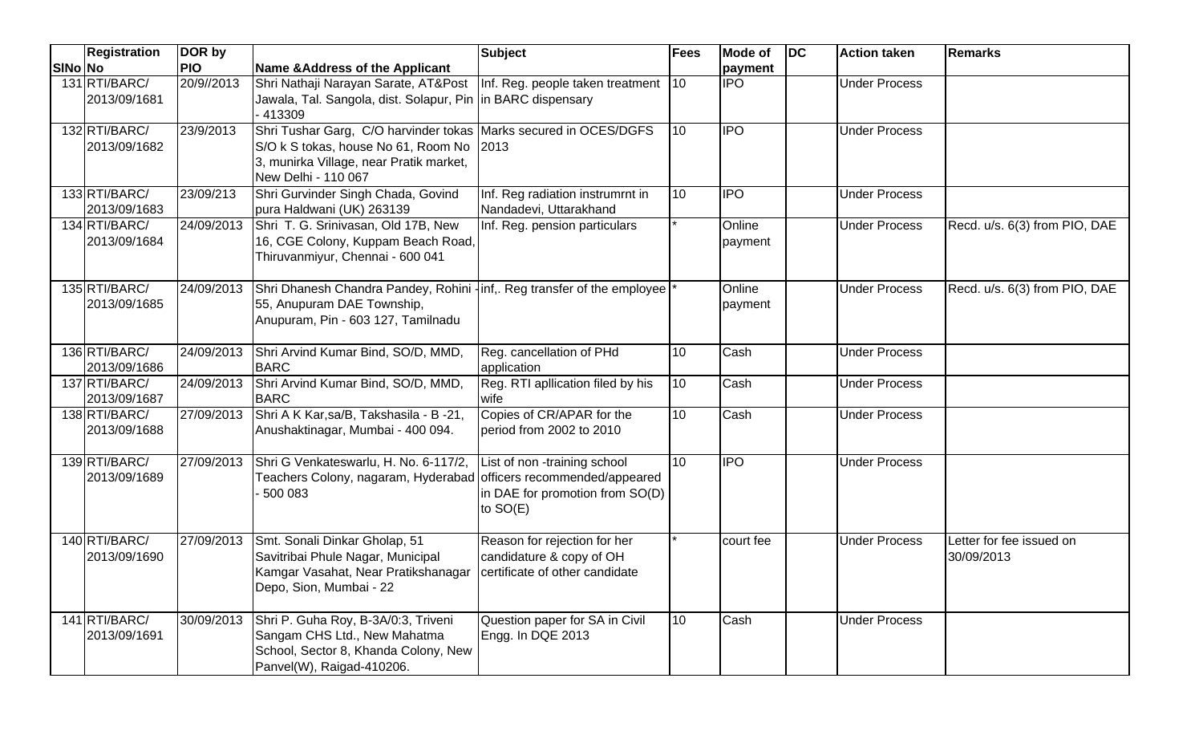| SlNo | Registration No | DOR by PIO | Name &Address of the Applicant | Subject | Fees | Mode of payment | DC | Action taken | Remarks |
|---|---|---|---|---|---|---|---|---|---|
| 131 | RTI/BARC/ 2013/09/1681 | 20/9//2013 | Shri Nathaji Narayan Sarate, AT&Post Jawala, Tal. Sangola, dist. Solapur, Pin - 413309 | Inf. Reg. people taken treatment in BARC dispensary | 10 | IPO | | Under Process | |
| 132 | RTI/BARC/ 2013/09/1682 | 23/9/2013 | Shri Tushar Garg, C/O harvinder tokas S/O k S tokas, house No 61, Room No 3, munirka Village, near Pratik market, New Delhi - 110 067 | Marks secured in OCES/DGFS 2013 | 10 | IPO | | Under Process | |
| 133 | RTI/BARC/ 2013/09/1683 | 23/09/213 | Shri Gurvinder Singh Chada, Govind pura Haldwani (UK) 263139 | Inf. Reg radiation instrumrnt in Nandadevi, Uttarakhand | 10 | IPO | | Under Process | |
| 134 | RTI/BARC/ 2013/09/1684 | 24/09/2013 | Shri T. G. Srinivasan, Old 17B, New 16, CGE Colony, Kuppam Beach Road, Thiruvanmiyur, Chennai - 600 041 | Inf. Reg. pension particulars | * | Online payment | | Under Process | Recd. u/s. 6(3) from PIO, DAE |
| 135 | RTI/BARC/ 2013/09/1685 | 24/09/2013 | Shri Dhanesh Chandra Pandey, Rohini - 55, Anupuram DAE Township, Anupuram, Pin - 603 127, Tamilnadu | inf,. Reg transfer of the employee | * | Online payment | | Under Process | Recd. u/s. 6(3) from PIO, DAE |
| 136 | RTI/BARC/ 2013/09/1686 | 24/09/2013 | Shri Arvind Kumar Bind, SO/D, MMD, BARC | Reg. cancellation of PHd application | 10 | Cash | | Under Process | |
| 137 | RTI/BARC/ 2013/09/1687 | 24/09/2013 | Shri Arvind Kumar Bind, SO/D, MMD, BARC | Reg. RTI apllication filed by his wife | 10 | Cash | | Under Process | |
| 138 | RTI/BARC/ 2013/09/1688 | 27/09/2013 | Shri A K Kar,sa/B, Takshasila - B -21, Anushaktinagar, Mumbai - 400 094. | Copies of CR/APAR for the period from 2002 to 2010 | 10 | Cash | | Under Process | |
| 139 | RTI/BARC/ 2013/09/1689 | 27/09/2013 | Shri G Venkateswarlu, H. No. 6-117/2, Teachers Colony, nagaram, Hyderabad - 500 083 | List of non -training school officers recommended/appeared in DAE for promotion from SO(D) to SO(E) | 10 | IPO | | Under Process | |
| 140 | RTI/BARC/ 2013/09/1690 | 27/09/2013 | Smt. Sonali Dinkar Gholap, 51 Savitribai Phule Nagar, Municipal Kamgar Vasahat, Near Pratikshanagar Depo, Sion, Mumbai - 22 | Reason for rejection for her candidature & copy of OH certificate of other candidate | * | court fee | | Under Process | Letter for fee issued on 30/09/2013 |
| 141 | RTI/BARC/ 2013/09/1691 | 30/09/2013 | Shri P. Guha Roy, B-3A/0:3, Triveni Sangam CHS Ltd., New Mahatma School, Sector 8, Khanda Colony, New Panvel(W), Raigad-410206. | Question paper for SA in Civil Engg. In DQE 2013 | 10 | Cash | | Under Process | |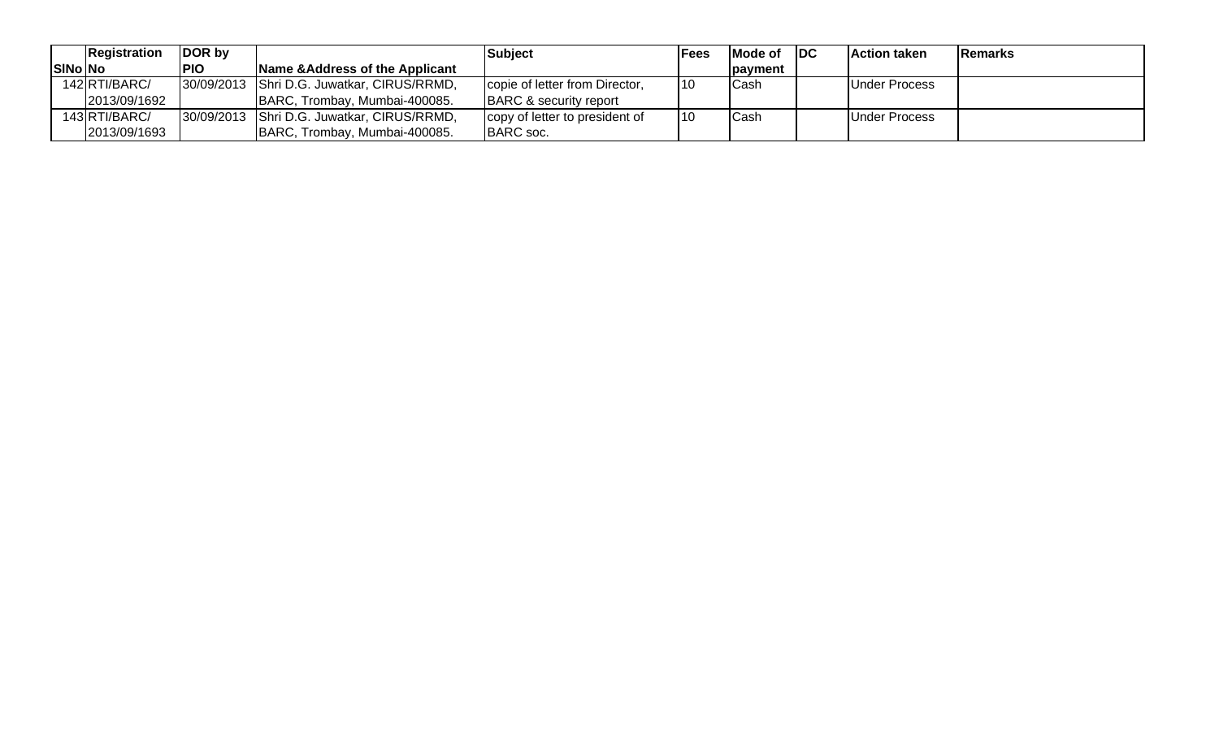| SlNo | Registration No | DOR by PIO | Name &Address of the Applicant | Subject | Fees | Mode of payment | DC | Action taken | Remarks |
|---|---|---|---|---|---|---|---|---|---|
| 142 | RTI/BARC/ 2013/09/1692 | 30/09/2013 | Shri D.G. Juwatkar, CIRUS/RRMD, BARC, Trombay, Mumbai-400085. | copie of letter from Director, BARC & security report | 10 | Cash | | Under Process | |
| 143 | RTI/BARC/ 2013/09/1693 | 30/09/2013 | Shri D.G. Juwatkar, CIRUS/RRMD, BARC, Trombay, Mumbai-400085. | copy of letter to president of BARC soc. | 10 | Cash | | Under Process | |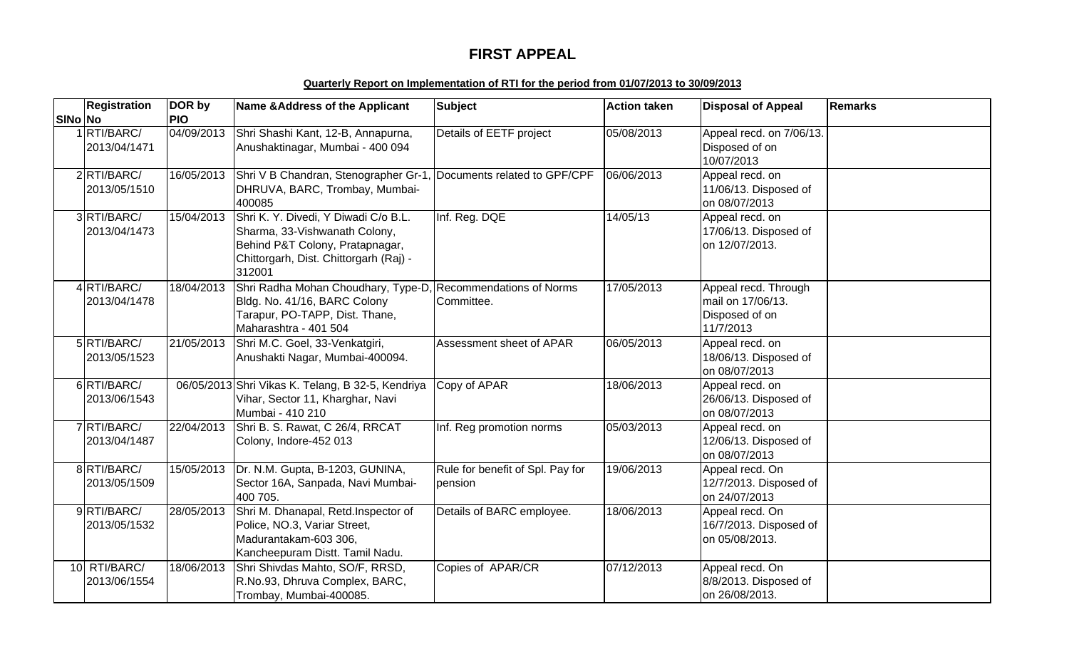# FIRST APPEAL

**Quarterly Report on Implementation of RTI for the period from 01/07/2013 to 30/09/2013**

| SlNo | Registration No | DOR by PIO | Name &Address of the Applicant | Subject | Action taken | Disposal of Appeal | Remarks |
|---|---|---|---|---|---|---|---|
| 1 | RTI/BARC/ 2013/04/1471 | 04/09/2013 | Shri Shashi Kant, 12-B, Annapurna, Anushaktinagar, Mumbai - 400 094 | Details of EETF project | 05/08/2013 | Appeal recd. on 7/06/13. Disposed of on 10/07/2013 | |
| 2 | RTI/BARC/ 2013/05/1510 | 16/05/2013 | Shri V B Chandran, Stenographer Gr-1, DHRUVA, BARC, Trombay, Mumbai-400085 | Documents related to GPF/CPF | 06/06/2013 | Appeal recd. on 11/06/13. Disposed of on 08/07/2013 | |
| 3 | RTI/BARC/ 2013/04/1473 | 15/04/2013 | Shri K. Y. Divedi, Y Diwadi C/o B.L. Sharma, 33-Vishwanath Colony, Behind P&T Colony, Pratapnagar, Chittorgarh, Dist. Chittorgarh (Raj) - 312001 | Inf. Reg. DQE | 14/05/13 | Appeal recd. on 17/06/13. Disposed of on 12/07/2013. | |
| 4 | RTI/BARC/ 2013/04/1478 | 18/04/2013 | Shri Radha Mohan Choudhary, Type-D, Bldg. No. 41/16, BARC Colony Tarapur, PO-TAPP, Dist. Thane, Maharashtra - 401 504 | Recommendations of Norms Committee. | 17/05/2013 | Appeal recd. Through mail on 17/06/13. Disposed of on 11/7/2013 | |
| 5 | RTI/BARC/ 2013/05/1523 | 21/05/2013 | Shri M.C. Goel, 33-Venkatgiri, Anushakti Nagar, Mumbai-400094. | Assessment sheet of APAR | 06/05/2013 | Appeal recd. on 18/06/13. Disposed of on 08/07/2013 | |
| 6 | RTI/BARC/ 2013/06/1543 | 06/05/2013 | Shri Vikas K. Telang, B 32-5, Kendriya Vihar, Sector 11, Kharghar, Navi Mumbai - 410 210 | Copy of APAR | 18/06/2013 | Appeal recd. on 26/06/13. Disposed of on 08/07/2013 | |
| 7 | RTI/BARC/ 2013/04/1487 | 22/04/2013 | Shri B. S. Rawat, C 26/4, RRCAT Colony, Indore-452 013 | Inf. Reg promotion norms | 05/03/2013 | Appeal recd. on 12/06/13. Disposed of on 08/07/2013 | |
| 8 | RTI/BARC/ 2013/05/1509 | 15/05/2013 | Dr. N.M. Gupta, B-1203, GUNINA, Sector 16A, Sanpada, Navi Mumbai-400 705. | Rule for benefit of Spl. Pay for pension | 19/06/2013 | Appeal recd. On 12/7/2013. Disposed of on 24/07/2013 | |
| 9 | RTI/BARC/ 2013/05/1532 | 28/05/2013 | Shri M. Dhanapal, Retd.Inspector of Police, NO.3, Variar Street, Madurantakam-603 306, Kancheepuram Distt. Tamil Nadu. | Details of BARC employee. | 18/06/2013 | Appeal recd. On 16/7/2013. Disposed of on 05/08/2013. | |
| 10 | RTI/BARC/ 2013/06/1554 | 18/06/2013 | Shri Shivdas Mahto, SO/F, RRSD, R.No.93, Dhruva Complex, BARC, Trombay, Mumbai-400085. | Copies of APAR/CR | 07/12/2013 | Appeal recd. On 8/8/2013. Disposed of on 26/08/2013. | |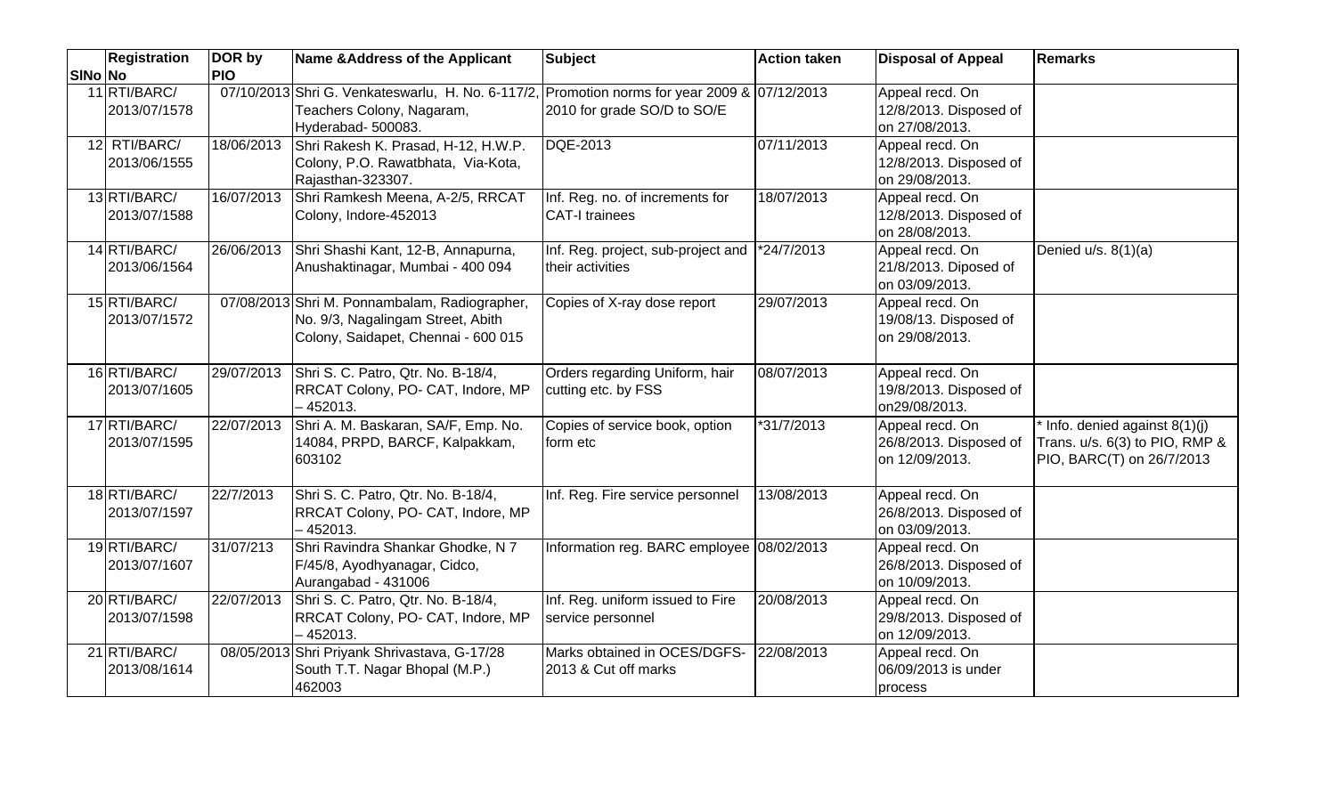| SlNo | Registration No | DOR by PIO | Name &Address of the Applicant | Subject | Action taken | Disposal of Appeal | Remarks |
|---|---|---|---|---|---|---|---|
| 11 | RTI/BARC/ 2013/07/1578 | 07/10/2013 | Shri G. Venkateswarlu, H. No. 6-117/2, Teachers Colony, Nagaram, Hyderabad- 500083. | Promotion norms for year 2009 & 2010 for grade SO/D to SO/E | 07/12/2013 | Appeal recd. On 12/8/2013. Disposed of on 27/08/2013. | |
| 12 | RTI/BARC/ 2013/06/1555 | 18/06/2013 | Shri Rakesh K. Prasad, H-12, H.W.P. Colony, P.O. Rawatbhata, Via-Kota, Rajasthan-323307. | DQE-2013 | 07/11/2013 | Appeal recd. On 12/8/2013. Disposed of on 29/08/2013. | |
| 13 | RTI/BARC/ 2013/07/1588 | 16/07/2013 | Shri Ramkesh Meena, A-2/5, RRCAT Colony, Indore-452013 | Inf. Reg. no. of increments for CAT-I trainees | 18/07/2013 | Appeal recd. On 12/8/2013. Disposed of on 28/08/2013. | |
| 14 | RTI/BARC/ 2013/06/1564 | 26/06/2013 | Shri Shashi Kant, 12-B, Annapurna, Anushaktinagar, Mumbai - 400 094 | Inf. Reg. project, sub-project and their activities | *24/7/2013 | Appeal recd. On 21/8/2013. Diposed of on 03/09/2013. | Denied u/s. 8(1)(a) |
| 15 | RTI/BARC/ 2013/07/1572 | 07/08/2013 | Shri M. Ponnambalam, Radiographer, No. 9/3, Nagalingam Street, Abith Colony, Saidapet, Chennai - 600 015 | Copies of X-ray dose report | 29/07/2013 | Appeal recd. On 19/08/13. Disposed of on 29/08/2013. | |
| 16 | RTI/BARC/ 2013/07/1605 | 29/07/2013 | Shri S. C. Patro, Qtr. No. B-18/4, RRCAT Colony, PO- CAT, Indore, MP – 452013. | Orders regarding Uniform, hair cutting etc. by FSS | 08/07/2013 | Appeal recd. On 19/8/2013. Disposed of on29/08/2013. | |
| 17 | RTI/BARC/ 2013/07/1595 | 22/07/2013 | Shri A. M. Baskaran, SA/F, Emp. No. 14084, PRPD, BARCF, Kalpakkam, 603102 | Copies of service book, option form etc | *31/7/2013 | Appeal recd. On 26/8/2013. Disposed of on 12/09/2013. | * Info. denied against 8(1)(j) Trans. u/s. 6(3) to PIO, RMP & PIO, BARC(T) on 26/7/2013 |
| 18 | RTI/BARC/ 2013/07/1597 | 22/7/2013 | Shri S. C. Patro, Qtr. No. B-18/4, RRCAT Colony, PO- CAT, Indore, MP – 452013. | Inf. Reg. Fire service personnel | 13/08/2013 | Appeal recd. On 26/8/2013. Disposed of on 03/09/2013. | |
| 19 | RTI/BARC/ 2013/07/1607 | 31/07/213 | Shri Ravindra Shankar Ghodke, N 7 F/45/8, Ayodhyanagar, Cidco, Aurangabad - 431006 | Information reg. BARC employee | 08/02/2013 | Appeal recd. On 26/8/2013. Disposed of on 10/09/2013. | |
| 20 | RTI/BARC/ 2013/07/1598 | 22/07/2013 | Shri S. C. Patro, Qtr. No. B-18/4, RRCAT Colony, PO- CAT, Indore, MP – 452013. | Inf. Reg. uniform issued to Fire service personnel | 20/08/2013 | Appeal recd. On 29/8/2013. Disposed of on 12/09/2013. | |
| 21 | RTI/BARC/ 2013/08/1614 | 08/05/2013 | Shri Priyank Shrivastava, G-17/28 South T.T. Nagar Bhopal (M.P.) 462003 | Marks obtained in OCES/DGFS-2013 & Cut off marks | 22/08/2013 | Appeal recd. On 06/09/2013 is under process | |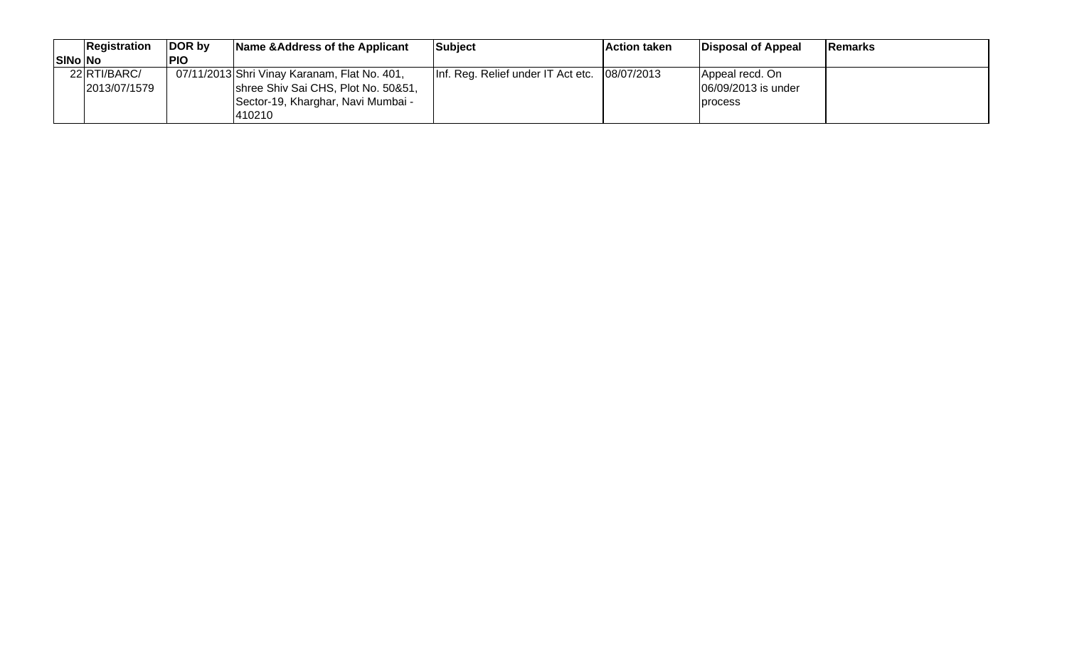| SlNo | Registration No | DOR by PIO | Name &Address of the Applicant | Subject | Action taken | Disposal of Appeal | Remarks |
|---|---|---|---|---|---|---|---|
| 22 | RTI/BARC/ 2013/07/1579 | 07/11/2013 | Shri Vinay Karanam, Flat No. 401, shree Shiv Sai CHS, Plot No. 50&51, Sector-19, Kharghar, Navi Mumbai - 410210 | Inf. Reg. Relief under IT Act etc. | 08/07/2013 | Appeal recd. On 06/09/2013 is under process | |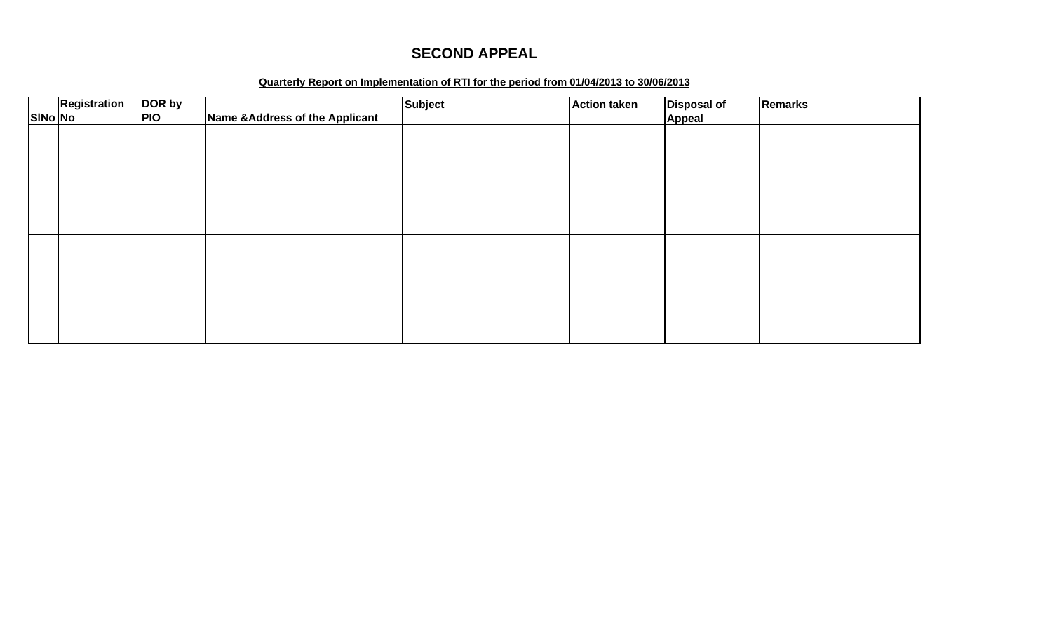## SECOND APPEAL

**Quarterly Report on Implementation of RTI for the period from 01/04/2013 to 30/06/2013**

| SlNo | Registration No | DOR by PIO | Name &Address of the Applicant | Subject | Action taken | Disposal of Appeal | Remarks |
|---|---|---|---|---|---|---|---|
| | | | | | | | |
| | | | | | | | |